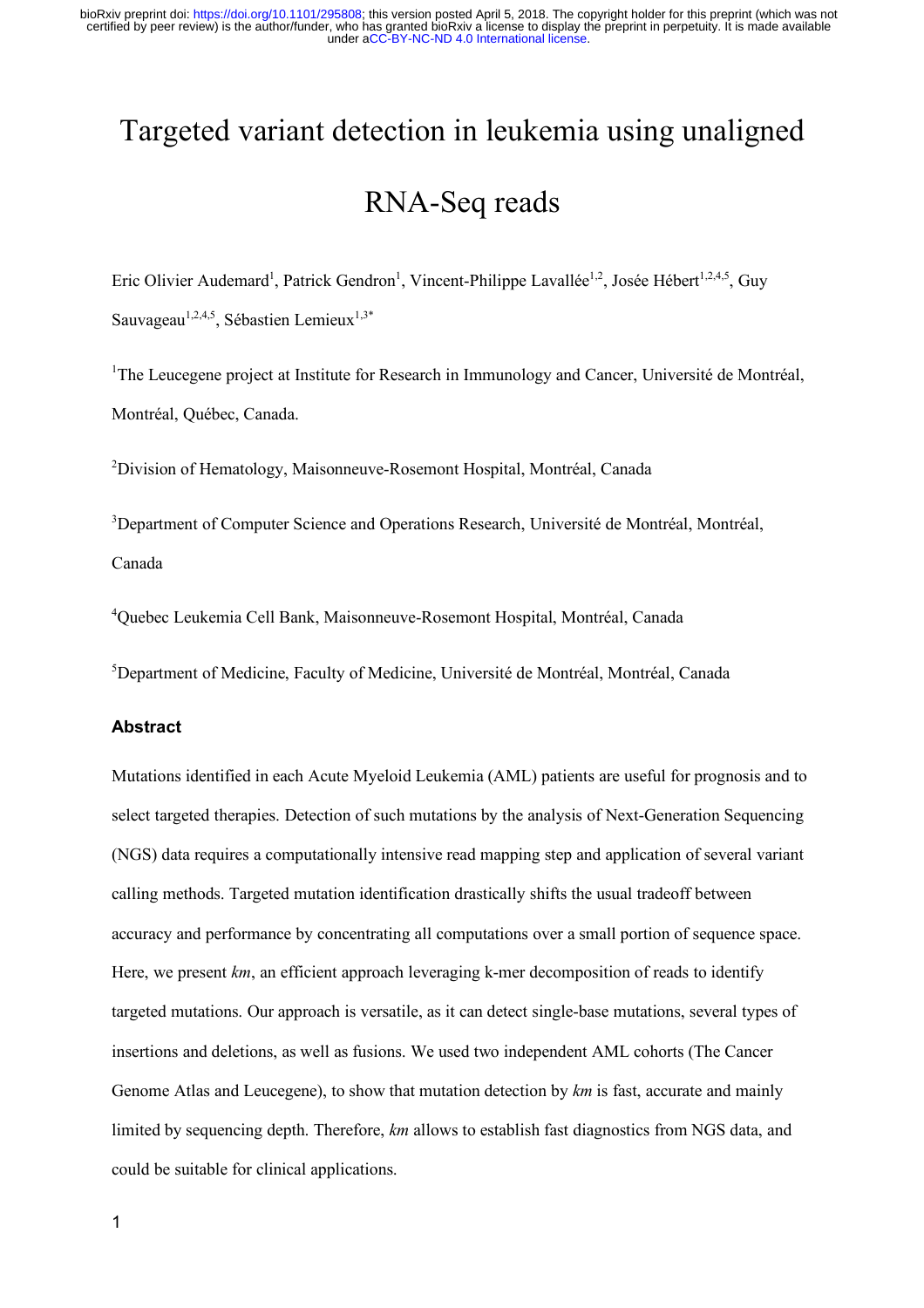# Targeted variant detection in leukemia using unaligned RNA-Seq reads

Eric Olivier Audemard[1], Patrick Gendron[1], Vincent-Philippe Lavallée[1,2], Josée Hébert[1,2,4,5], Guy Sauvageau[1,2,4,5], Sébastien Lemieux[1,3*]

[1]The Leucegene project at Institute for Research in Immunology and Cancer, Université de Montréal, Montréal, Québec, Canada.

[2]Division of Hematology, Maisonneuve-Rosemont Hospital, Montréal, Canada

[3]Department of Computer Science and Operations Research, Université de Montréal, Montréal, Canada

[4]Quebec Leukemia Cell Bank, Maisonneuve-Rosemont Hospital, Montréal, Canada

[5]Department of Medicine, Faculty of Medicine, Université de Montréal, Montréal, Canada

## Abstract

Mutations identified in each Acute Myeloid Leukemia (AML) patients are useful for prognosis and to select targeted therapies. Detection of such mutations by the analysis of Next-Generation Sequencing (NGS) data requires a computationally intensive read mapping step and application of several variant calling methods. Targeted mutation identification drastically shifts the usual tradeoff between accuracy and performance by concentrating all computations over a small portion of sequence space. Here, we present *km*, an efficient approach leveraging k-mer decomposition of reads to identify targeted mutations. Our approach is versatile, as it can detect single-base mutations, several types of insertions and deletions, as well as fusions. We used two independent AML cohorts (The Cancer Genome Atlas and Leucegene), to show that mutation detection by *km* is fast, accurate and mainly limited by sequencing depth. Therefore, *km* allows to establish fast diagnostics from NGS data, and could be suitable for clinical applications.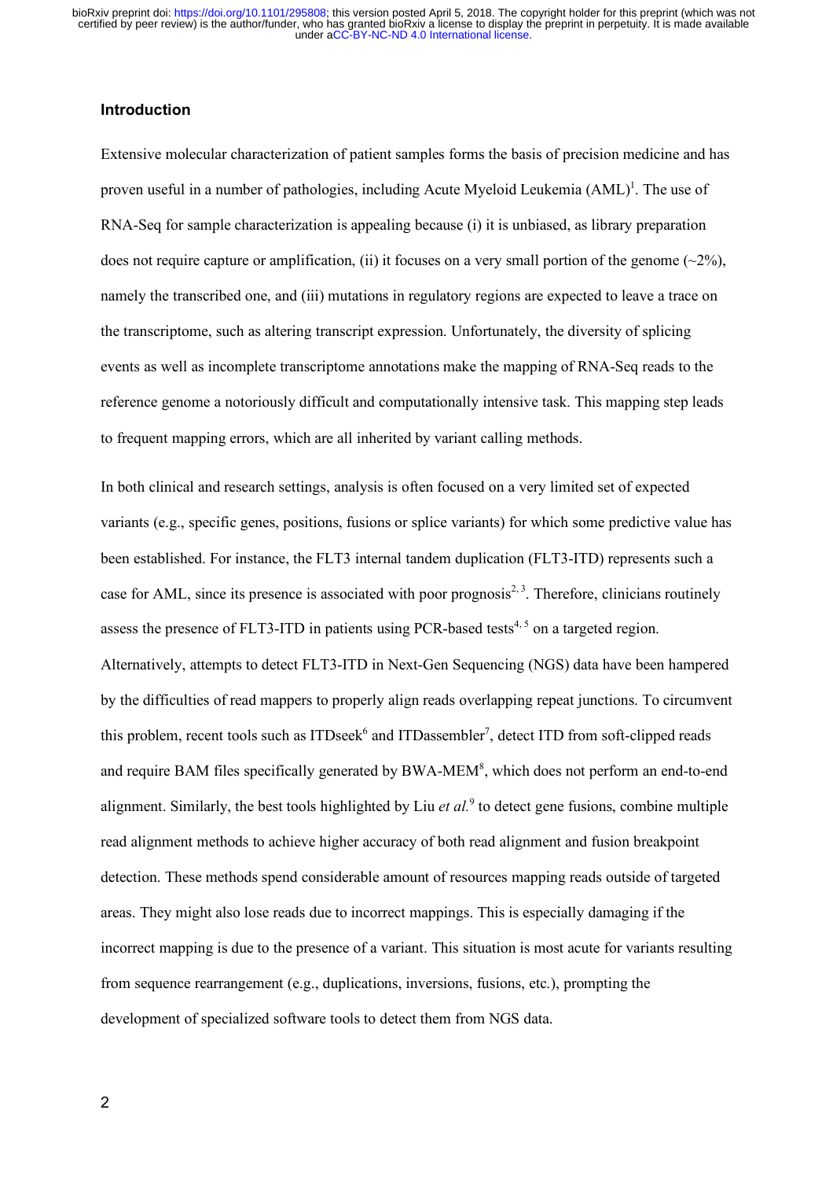## Introduction

Extensive molecular characterization of patient samples forms the basis of precision medicine and has proven useful in a number of pathologies, including Acute Myeloid Leukemia (AML)[1]. The use of RNA-Seq for sample characterization is appealing because (i) it is unbiased, as library preparation does not require capture or amplification, (ii) it focuses on a very small portion of the genome (~2%), namely the transcribed one, and (iii) mutations in regulatory regions are expected to leave a trace on the transcriptome, such as altering transcript expression. Unfortunately, the diversity of splicing events as well as incomplete transcriptome annotations make the mapping of RNA-Seq reads to the reference genome a notoriously difficult and computationally intensive task. This mapping step leads to frequent mapping errors, which are all inherited by variant calling methods.

In both clinical and research settings, analysis is often focused on a very limited set of expected variants (e.g., specific genes, positions, fusions or splice variants) for which some predictive value has been established. For instance, the FLT3 internal tandem duplication (FLT3-ITD) represents such a case for AML, since its presence is associated with poor prognosis[2, 3]. Therefore, clinicians routinely assess the presence of FLT3-ITD in patients using PCR-based tests[4, 5] on a targeted region. Alternatively, attempts to detect FLT3-ITD in Next-Gen Sequencing (NGS) data have been hampered by the difficulties of read mappers to properly align reads overlapping repeat junctions. To circumvent this problem, recent tools such as ITDseek[6] and ITDassembler[7], detect ITD from soft-clipped reads and require BAM files specifically generated by BWA-MEM[8], which does not perform an end-to-end alignment. Similarly, the best tools highlighted by Liu *et al.*[9] to detect gene fusions, combine multiple read alignment methods to achieve higher accuracy of both read alignment and fusion breakpoint detection. These methods spend considerable amount of resources mapping reads outside of targeted areas. They might also lose reads due to incorrect mappings. This is especially damaging if the incorrect mapping is due to the presence of a variant. This situation is most acute for variants resulting from sequence rearrangement (e.g., duplications, inversions, fusions, etc.), prompting the development of specialized software tools to detect them from NGS data.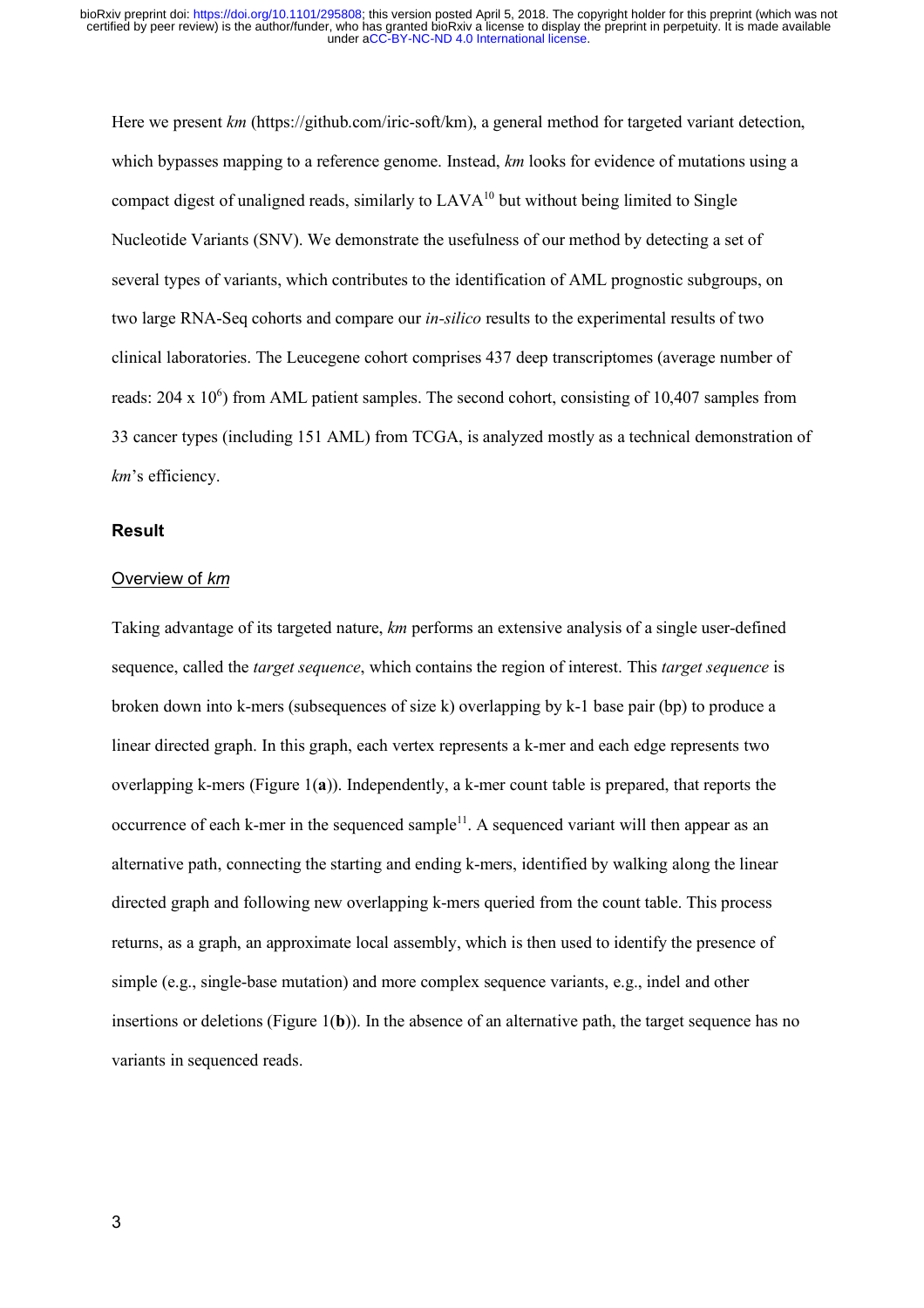Here we present *km* (https://github.com/iric-soft/km), a general method for targeted variant detection, which bypasses mapping to a reference genome. Instead, *km* looks for evidence of mutations using a compact digest of unaligned reads, similarly to LAVA[10] but without being limited to Single Nucleotide Variants (SNV). We demonstrate the usefulness of our method by detecting a set of several types of variants, which contributes to the identification of AML prognostic subgroups, on two large RNA-Seq cohorts and compare our *in-silico* results to the experimental results of two clinical laboratories. The Leucegene cohort comprises 437 deep transcriptomes (average number of reads: 204 x $10^6$) from AML patient samples. The second cohort, consisting of 10,407 samples from 33 cancer types (including 151 AML) from TCGA, is analyzed mostly as a technical demonstration of *km*'s efficiency.

## Result

### Overview of *km*

Taking advantage of its targeted nature, *km* performs an extensive analysis of a single user-defined sequence, called the *target sequence*, which contains the region of interest. This *target sequence* is broken down into k-mers (subsequences of size k) overlapping by k-1 base pair (bp) to produce a linear directed graph. In this graph, each vertex represents a k-mer and each edge represents two overlapping k-mers (Figure 1(**a**)). Independently, a k-mer count table is prepared, that reports the occurrence of each k-mer in the sequenced sample[11]. A sequenced variant will then appear as an alternative path, connecting the starting and ending k-mers, identified by walking along the linear directed graph and following new overlapping k-mers queried from the count table. This process returns, as a graph, an approximate local assembly, which is then used to identify the presence of simple (e.g., single-base mutation) and more complex sequence variants, e.g., indel and other insertions or deletions (Figure 1(**b**)). In the absence of an alternative path, the target sequence has no variants in sequenced reads.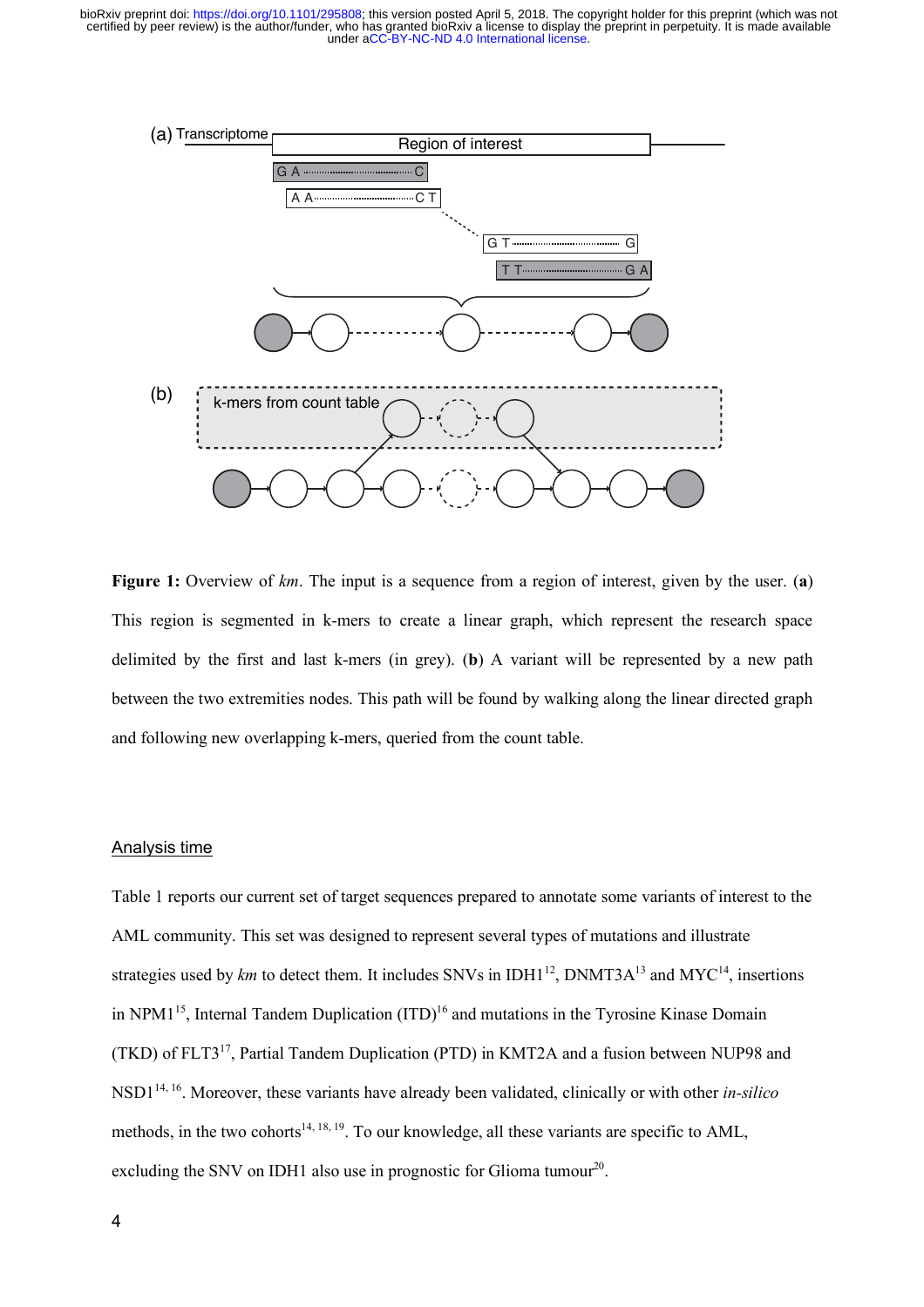(a) Transcriptome

Region of interest

G A C

A A C T

G T G

T T G A

(b)

k-mers from count table

**Figure 1:** Overview of *km*. The input is a sequence from a region of interest, given by the user. (**a**) This region is segmented in k-mers to create a linear graph, which represent the research space delimited by the first and last k-mers (in grey). (**b**) A variant will be represented by a new path between the two extremities nodes. This path will be found by walking along the linear directed graph and following new overlapping k-mers, queried from the count table.

## Analysis time

Table 1 reports our current set of target sequences prepared to annotate some variants of interest to the AML community. This set was designed to represent several types of mutations and illustrate strategies used by *km* to detect them. It includes SNVs in IDH1[12], DNMT3A[13] and MYC[14], insertions in NPM1[15], Internal Tandem Duplication (ITD)[16] and mutations in the Tyrosine Kinase Domain (TKD) of FLT3[17], Partial Tandem Duplication (PTD) in KMT2A and a fusion between NUP98 and NSD1[14, 16]. Moreover, these variants have already been validated, clinically or with other *in-silico* methods, in the two cohorts[14, 18, 19]. To our knowledge, all these variants are specific to AML, excluding the SNV on IDH1 also use in prognostic for Glioma tumour[20].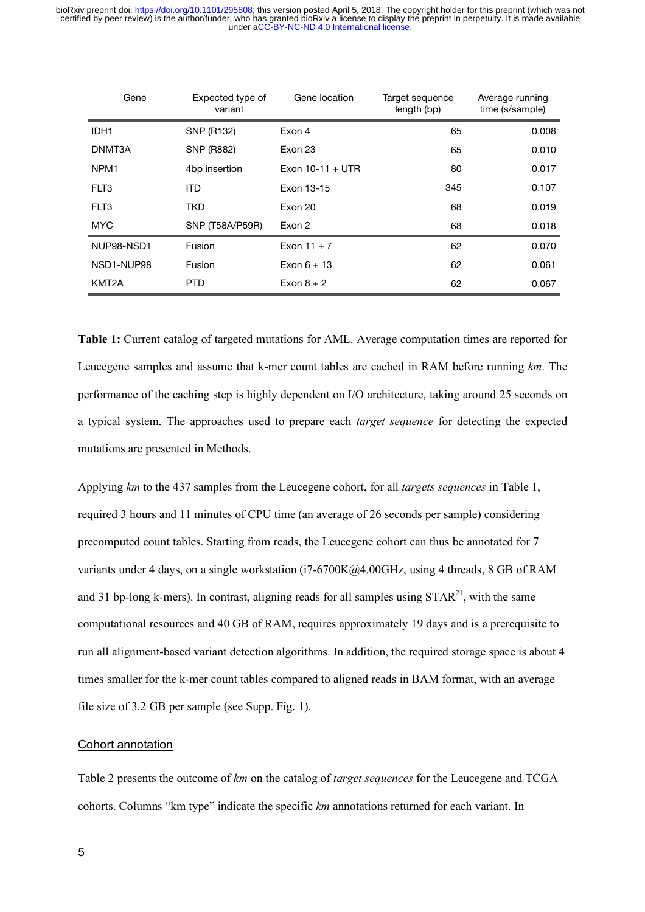| Gene | Expected type of variant | Gene location | Target sequence length (bp) | Average running time (s/sample) |
|---|---|---|---|---|
| IDH1 | SNP (R132) | Exon 4 | 65 | 0.008 |
| DNMT3A | SNP (R882) | Exon 23 | 65 | 0.010 |
| NPM1 | 4bp insertion | Exon 10-11 + UTR | 80 | 0.017 |
| FLT3 | ITD | Exon 13-15 | 345 | 0.107 |
| FLT3 | TKD | Exon 20 | 68 | 0.019 |
| MYC | SNP (T58A/P59R) | Exon 2 | 68 | 0.018 |
| NUP98-NSD1 | Fusion | Exon 11 + 7 | 62 | 0.070 |
| NSD1-NUP98 | Fusion | Exon 6 + 13 | 62 | 0.061 |
| KMT2A | PTD | Exon 8 + 2 | 62 | 0.067 |

**Table 1:** Current catalog of targeted mutations for AML. Average computation times are reported for Leucegene samples and assume that k-mer count tables are cached in RAM before running *km*. The performance of the caching step is highly dependent on I/O architecture, taking around 25 seconds on a typical system. The approaches used to prepare each *target sequence* for detecting the expected mutations are presented in Methods.

Applying *km* to the 437 samples from the Leucegene cohort, for all *targets sequences* in Table 1, required 3 hours and 11 minutes of CPU time (an average of 26 seconds per sample) considering precomputed count tables. Starting from reads, the Leucegene cohort can thus be annotated for 7 variants under 4 days, on a single workstation (i7-6700K@4.00GHz, using 4 threads, 8 GB of RAM and 31 bp-long k-mers). In contrast, aligning reads for all samples using STAR[21], with the same computational resources and 40 GB of RAM, requires approximately 19 days and is a prerequisite to run all alignment-based variant detection algorithms. In addition, the required storage space is about 4 times smaller for the k-mer count tables compared to aligned reads in BAM format, with an average file size of 3.2 GB per sample (see Supp. Fig. 1).

## Cohort annotation

Table 2 presents the outcome of *km* on the catalog of *target sequences* for the Leucegene and TCGA cohorts. Columns "km type" indicate the specific *km* annotations returned for each variant. In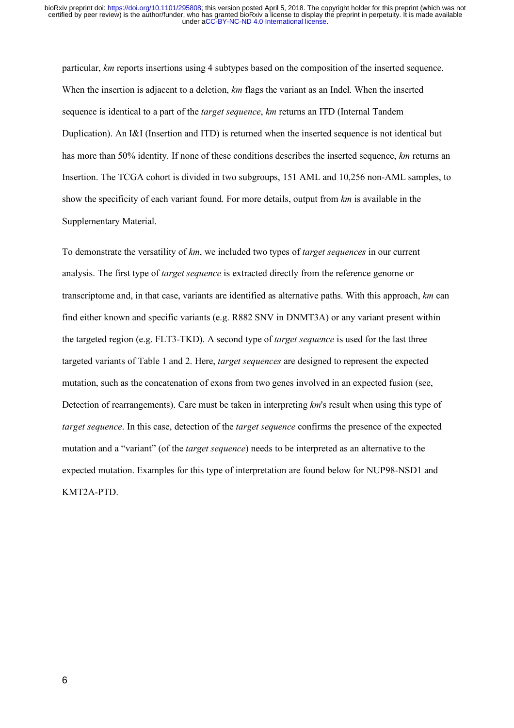particular, *km* reports insertions using 4 subtypes based on the composition of the inserted sequence. When the insertion is adjacent to a deletion, *km* flags the variant as an Indel. When the inserted sequence is identical to a part of the *target sequence*, *km* returns an ITD (Internal Tandem Duplication). An I&I (Insertion and ITD) is returned when the inserted sequence is not identical but has more than 50% identity. If none of these conditions describes the inserted sequence, *km* returns an Insertion. The TCGA cohort is divided in two subgroups, 151 AML and 10,256 non-AML samples, to show the specificity of each variant found. For more details, output from *km* is available in the Supplementary Material.

To demonstrate the versatility of *km*, we included two types of *target sequences* in our current analysis. The first type of *target sequence* is extracted directly from the reference genome or transcriptome and, in that case, variants are identified as alternative paths. With this approach, *km* can find either known and specific variants (e.g. R882 SNV in DNMT3A) or any variant present within the targeted region (e.g. FLT3-TKD). A second type of *target sequence* is used for the last three targeted variants of Table 1 and 2. Here, *target sequences* are designed to represent the expected mutation, such as the concatenation of exons from two genes involved in an expected fusion (see, Detection of rearrangements). Care must be taken in interpreting *km*'s result when using this type of *target sequence*. In this case, detection of the *target sequence* confirms the presence of the expected mutation and a "variant" (of the *target sequence*) needs to be interpreted as an alternative to the expected mutation. Examples for this type of interpretation are found below for NUP98-NSD1 and KMT2A-PTD.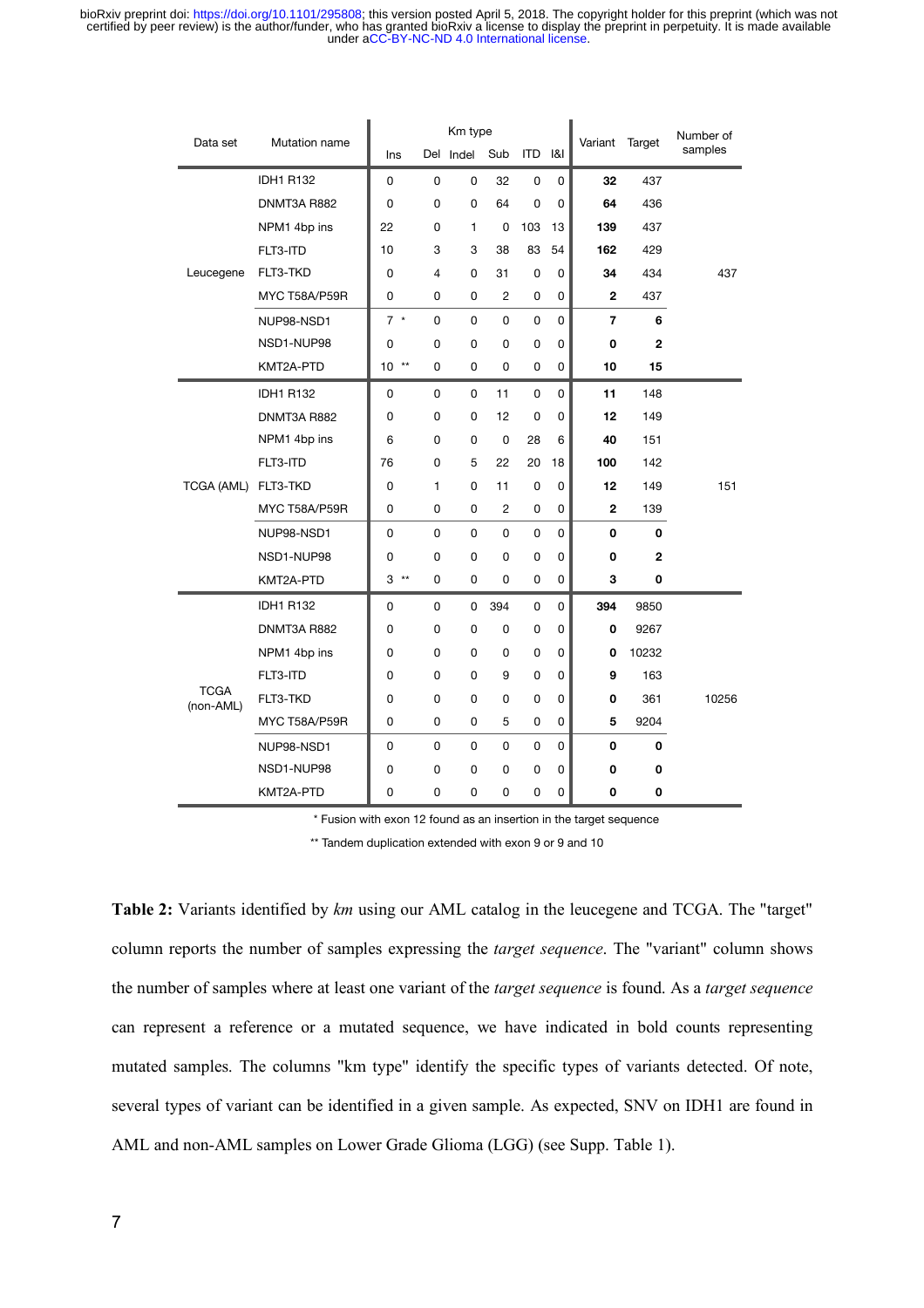| Data set | Mutation name | Km type | | | | | | Variant | Target | Number of samples |
|---|---|---|---|---|---|---|---|---|---|---|
| | | Ins | Del | Indel | Sub | ITD | I&I | | | |
| Leucegene | IDH1 R132 | 0 | 0 | 0 | 32 | 0 | 0 | **32** | 437 | 437 |
| | DNMT3A R882 | 0 | 0 | 0 | 64 | 0 | 0 | **64** | 436 | |
| | NPM1 4bp ins | 22 | 0 | 1 | 0 | 103 | 13 | **139** | 437 | |
| | FLT3-ITD | 10 | 3 | 3 | 38 | 83 | 54 | **162** | 429 | |
| | FLT3-TKD | 0 | 4 | 0 | 31 | 0 | 0 | **34** | 434 | |
| | MYC T58A/P59R | 0 | 0 | 0 | 2 | 0 | 0 | **2** | 437 | |
| | NUP98-NSD1 | 7 * | 0 | 0 | 0 | 0 | 0 | **7** | **6** | |
| | NSD1-NUP98 | 0 | 0 | 0 | 0 | 0 | 0 | **0** | **2** | |
| | KMT2A-PTD | 10 ** | 0 | 0 | 0 | 0 | 0 | **10** | **15** | |
| TCGA (AML) | IDH1 R132 | 0 | 0 | 0 | 11 | 0 | 0 | **11** | 148 | 151 |
| | DNMT3A R882 | 0 | 0 | 0 | 12 | 0 | 0 | **12** | 149 | |
| | NPM1 4bp ins | 6 | 0 | 0 | 0 | 28 | 6 | **40** | 151 | |
| | FLT3-ITD | 76 | 0 | 5 | 22 | 20 | 18 | **100** | 142 | |
| | FLT3-TKD | 0 | 1 | 0 | 11 | 0 | 0 | **12** | 149 | |
| | MYC T58A/P59R | 0 | 0 | 0 | 2 | 0 | 0 | **2** | 139 | |
| | NUP98-NSD1 | 0 | 0 | 0 | 0 | 0 | 0 | **0** | **0** | |
| | NSD1-NUP98 | 0 | 0 | 0 | 0 | 0 | 0 | **0** | **2** | |
| | KMT2A-PTD | 3 ** | 0 | 0 | 0 | 0 | 0 | **3** | **0** | |
| TCGA (non-AML) | IDH1 R132 | 0 | 0 | 0 | 394 | 0 | 0 | **394** | 9850 | 10256 |
| | DNMT3A R882 | 0 | 0 | 0 | 0 | 0 | 0 | **0** | 9267 | |
| | NPM1 4bp ins | 0 | 0 | 0 | 0 | 0 | 0 | **0** | 10232 | |
| | FLT3-ITD | 0 | 0 | 0 | 9 | 0 | 0 | **9** | 163 | |
| | FLT3-TKD | 0 | 0 | 0 | 0 | 0 | 0 | **0** | 361 | |
| | MYC T58A/P59R | 0 | 0 | 0 | 5 | 0 | 0 | **5** | 9204 | |
| | NUP98-NSD1 | 0 | 0 | 0 | 0 | 0 | 0 | **0** | **0** | |
| | NSD1-NUP98 | 0 | 0 | 0 | 0 | 0 | 0 | **0** | **0** | |
| | KMT2A-PTD | 0 | 0 | 0 | 0 | 0 | 0 | **0** | **0** | |

\* Fusion with exon 12 found as an insertion in the target sequence

\*\* Tandem duplication extended with exon 9 or 9 and 10

**Table 2:** Variants identified by *km* using our AML catalog in the leucegene and TCGA. The "target" column reports the number of samples expressing the *target sequence*. The "variant" column shows the number of samples where at least one variant of the *target sequence* is found. As a *target sequence* can represent a reference or a mutated sequence, we have indicated in bold counts representing mutated samples. The columns "km type" identify the specific types of variants detected. Of note, several types of variant can be identified in a given sample. As expected, SNV on IDH1 are found in AML and non-AML samples on Lower Grade Glioma (LGG) (see Supp. Table 1).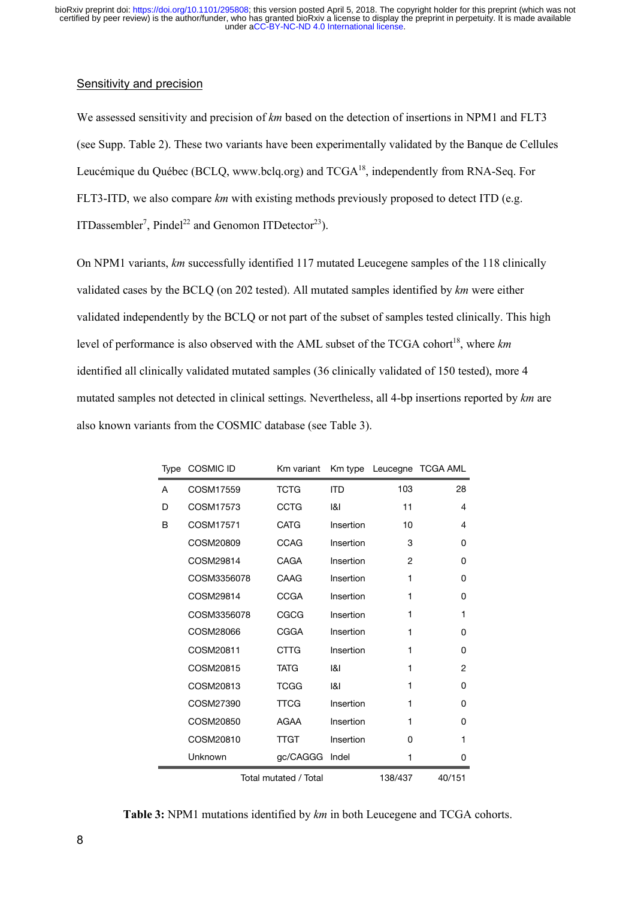## Sensitivity and precision

We assessed sensitivity and precision of *km* based on the detection of insertions in NPM1 and FLT3 (see Supp. Table 2). These two variants have been experimentally validated by the Banque de Cellules Leucémique du Québec (BCLQ, www.bclq.org) and TCGA[18], independently from RNA-Seq. For FLT3-ITD, we also compare *km* with existing methods previously proposed to detect ITD (e.g. ITDassembler[7], Pindel[22] and Genomon ITDetector[23]).

On NPM1 variants, *km* successfully identified 117 mutated Leucegene samples of the 118 clinically validated cases by the BCLQ (on 202 tested). All mutated samples identified by *km* were either validated independently by the BCLQ or not part of the subset of samples tested clinically. This high level of performance is also observed with the AML subset of the TCGA cohort[18], where *km* identified all clinically validated mutated samples (36 clinically validated of 150 tested), more 4 mutated samples not detected in clinical settings. Nevertheless, all 4-bp insertions reported by *km* are also known variants from the COSMIC database (see Table 3).

| Type | COSMIC ID | Km variant | Km type | Leucegne | TCGA AML |
|---|---|---|---|---|---|
| A | COSM17559 | TCTG | ITD | 103 | 28 |
| D | COSM17573 | CCTG | I&I | 11 | 4 |
| B | COSM17571 | CATG | Insertion | 10 | 4 |
| | COSM20809 | CCAG | Insertion | 3 | 0 |
| | COSM29814 | CAGA | Insertion | 2 | 0 |
| | COSM3356078 | CAAG | Insertion | 1 | 0 |
| | COSM29814 | CCGA | Insertion | 1 | 0 |
| | COSM3356078 | CGCG | Insertion | 1 | 1 |
| | COSM28066 | CGGA | Insertion | 1 | 0 |
| | COSM20811 | CTTG | Insertion | 1 | 0 |
| | COSM20815 | TATG | I&I | 1 | 2 |
| | COSM20813 | TCGG | I&I | 1 | 0 |
| | COSM27390 | TTCG | Insertion | 1 | 0 |
| | COSM20850 | AGAA | Insertion | 1 | 0 |
| | COSM20810 | TTGT | Insertion | 0 | 1 |
| | Unknown | gc/CAGGG | Indel | 1 | 0 |
| | | Total mutated / Total | | 138/437 | 40/151 |

**Table 3:** NPM1 mutations identified by *km* in both Leucegene and TCGA cohorts.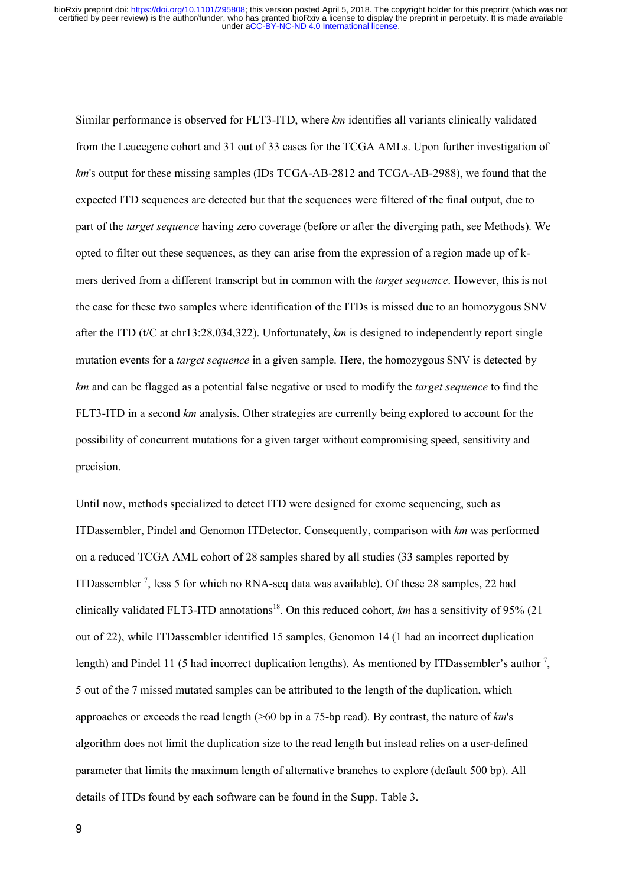Similar performance is observed for FLT3-ITD, where *km* identifies all variants clinically validated from the Leucegene cohort and 31 out of 33 cases for the TCGA AMLs. Upon further investigation of *km*'s output for these missing samples (IDs TCGA-AB-2812 and TCGA-AB-2988), we found that the expected ITD sequences are detected but that the sequences were filtered of the final output, due to part of the *target sequence* having zero coverage (before or after the diverging path, see Methods). We opted to filter out these sequences, as they can arise from the expression of a region made up of k-mers derived from a different transcript but in common with the *target sequence*. However, this is not the case for these two samples where identification of the ITDs is missed due to an homozygous SNV after the ITD (t/C at chr13:28,034,322). Unfortunately, *km* is designed to independently report single mutation events for a *target sequence* in a given sample. Here, the homozygous SNV is detected by *km* and can be flagged as a potential false negative or used to modify the *target sequence* to find the FLT3-ITD in a second *km* analysis. Other strategies are currently being explored to account for the possibility of concurrent mutations for a given target without compromising speed, sensitivity and precision.

Until now, methods specialized to detect ITD were designed for exome sequencing, such as ITDassembler, Pindel and Genomon ITDetector. Consequently, comparison with *km* was performed on a reduced TCGA AML cohort of 28 samples shared by all studies (33 samples reported by ITDassembler [7], less 5 for which no RNA-seq data was available). Of these 28 samples, 22 had clinically validated FLT3-ITD annotations[18]. On this reduced cohort, *km* has a sensitivity of 95% (21 out of 22), while ITDassembler identified 15 samples, Genomon 14 (1 had an incorrect duplication length) and Pindel 11 (5 had incorrect duplication lengths). As mentioned by ITDassembler's author [7], 5 out of the 7 missed mutated samples can be attributed to the length of the duplication, which approaches or exceeds the read length (>60 bp in a 75-bp read). By contrast, the nature of *km*'s algorithm does not limit the duplication size to the read length but instead relies on a user-defined parameter that limits the maximum length of alternative branches to explore (default 500 bp). All details of ITDs found by each software can be found in the Supp. Table 3.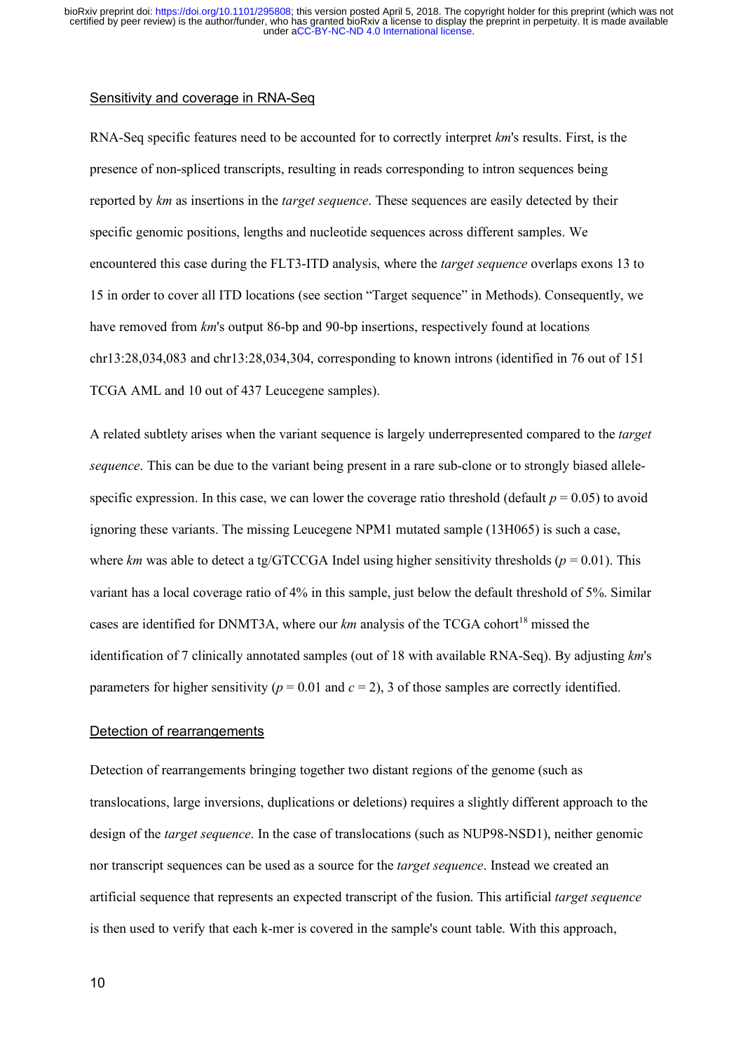## Sensitivity and coverage in RNA-Seq

RNA-Seq specific features need to be accounted for to correctly interpret *km*'s results. First, is the presence of non-spliced transcripts, resulting in reads corresponding to intron sequences being reported by *km* as insertions in the *target sequence*. These sequences are easily detected by their specific genomic positions, lengths and nucleotide sequences across different samples. We encountered this case during the FLT3-ITD analysis, where the *target sequence* overlaps exons 13 to 15 in order to cover all ITD locations (see section "Target sequence" in Methods). Consequently, we have removed from *km*'s output 86-bp and 90-bp insertions, respectively found at locations chr13:28,034,083 and chr13:28,034,304, corresponding to known introns (identified in 76 out of 151 TCGA AML and 10 out of 437 Leucegene samples).

A related subtlety arises when the variant sequence is largely underrepresented compared to the *target sequence*. This can be due to the variant being present in a rare sub-clone or to strongly biased allele-specific expression. In this case, we can lower the coverage ratio threshold (default $p = 0.05$) to avoid ignoring these variants. The missing Leucegene NPM1 mutated sample (13H065) is such a case, where *km* was able to detect a tg/GTCCGA Indel using higher sensitivity thresholds ($p = 0.01$). This variant has a local coverage ratio of 4% in this sample, just below the default threshold of 5%. Similar cases are identified for DNMT3A, where our *km* analysis of the TCGA cohort[18] missed the identification of 7 clinically annotated samples (out of 18 with available RNA-Seq). By adjusting *km*'s parameters for higher sensitivity ($p = 0.01$ and $c = 2$), 3 of those samples are correctly identified.

## Detection of rearrangements

Detection of rearrangements bringing together two distant regions of the genome (such as translocations, large inversions, duplications or deletions) requires a slightly different approach to the design of the *target sequence*. In the case of translocations (such as NUP98-NSD1), neither genomic nor transcript sequences can be used as a source for the *target sequence*. Instead we created an artificial sequence that represents an expected transcript of the fusion. This artificial *target sequence* is then used to verify that each k-mer is covered in the sample's count table. With this approach,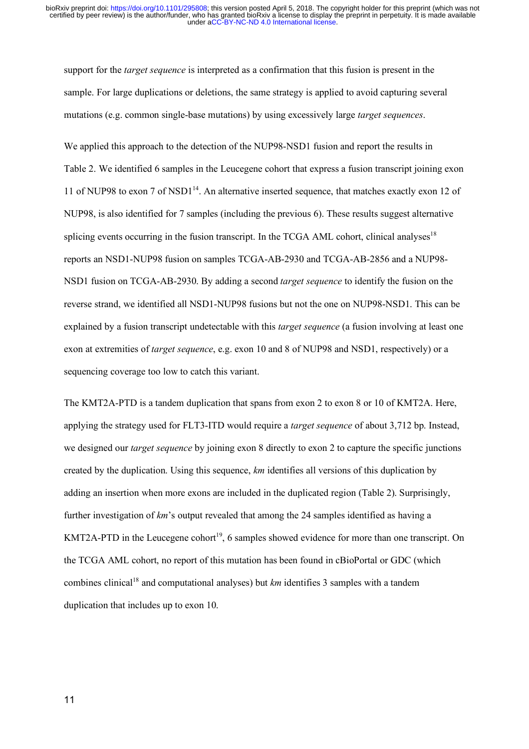support for the *target sequence* is interpreted as a confirmation that this fusion is present in the sample. For large duplications or deletions, the same strategy is applied to avoid capturing several mutations (e.g. common single-base mutations) by using excessively large *target sequences*.

We applied this approach to the detection of the NUP98-NSD1 fusion and report the results in Table 2. We identified 6 samples in the Leucegene cohort that express a fusion transcript joining exon 11 of NUP98 to exon 7 of NSD1[14]. An alternative inserted sequence, that matches exactly exon 12 of NUP98, is also identified for 7 samples (including the previous 6). These results suggest alternative splicing events occurring in the fusion transcript. In the TCGA AML cohort, clinical analyses[18] reports an NSD1-NUP98 fusion on samples TCGA-AB-2930 and TCGA-AB-2856 and a NUP98-NSD1 fusion on TCGA-AB-2930. By adding a second *target sequence* to identify the fusion on the reverse strand, we identified all NSD1-NUP98 fusions but not the one on NUP98-NSD1. This can be explained by a fusion transcript undetectable with this *target sequence* (a fusion involving at least one exon at extremities of *target sequence*, e.g. exon 10 and 8 of NUP98 and NSD1, respectively) or a sequencing coverage too low to catch this variant.

The KMT2A-PTD is a tandem duplication that spans from exon 2 to exon 8 or 10 of KMT2A. Here, applying the strategy used for FLT3-ITD would require a *target sequence* of about 3,712 bp. Instead, we designed our *target sequence* by joining exon 8 directly to exon 2 to capture the specific junctions created by the duplication. Using this sequence, *km* identifies all versions of this duplication by adding an insertion when more exons are included in the duplicated region (Table 2). Surprisingly, further investigation of *km*'s output revealed that among the 24 samples identified as having a KMT2A-PTD in the Leucegene cohort[19], 6 samples showed evidence for more than one transcript. On the TCGA AML cohort, no report of this mutation has been found in cBioPortal or GDC (which combines clinical[18] and computational analyses) but *km* identifies 3 samples with a tandem duplication that includes up to exon 10.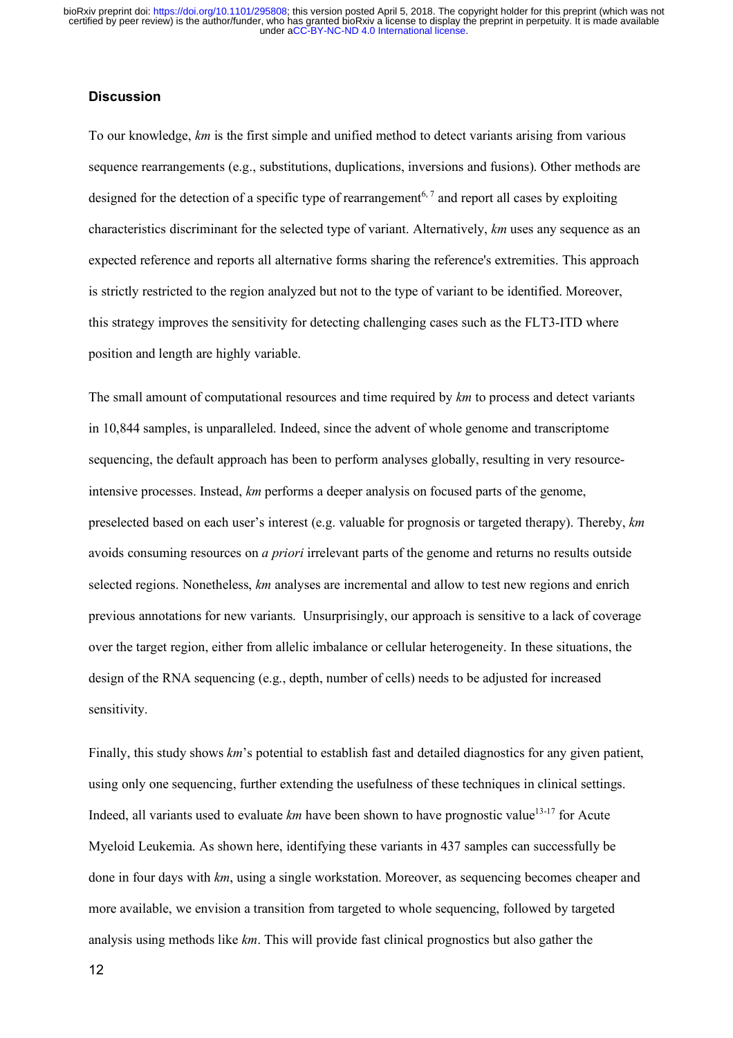### Discussion

To our knowledge, *km* is the first simple and unified method to detect variants arising from various sequence rearrangements (e.g., substitutions, duplications, inversions and fusions). Other methods are designed for the detection of a specific type of rearrangement[6, 7] and report all cases by exploiting characteristics discriminant for the selected type of variant. Alternatively, *km* uses any sequence as an expected reference and reports all alternative forms sharing the reference's extremities. This approach is strictly restricted to the region analyzed but not to the type of variant to be identified. Moreover, this strategy improves the sensitivity for detecting challenging cases such as the FLT3-ITD where position and length are highly variable.

The small amount of computational resources and time required by *km* to process and detect variants in 10,844 samples, is unparalleled. Indeed, since the advent of whole genome and transcriptome sequencing, the default approach has been to perform analyses globally, resulting in very resource-intensive processes. Instead, *km* performs a deeper analysis on focused parts of the genome, preselected based on each user's interest (e.g. valuable for prognosis or targeted therapy). Thereby, *km* avoids consuming resources on *a priori* irrelevant parts of the genome and returns no results outside selected regions. Nonetheless, *km* analyses are incremental and allow to test new regions and enrich previous annotations for new variants. Unsurprisingly, our approach is sensitive to a lack of coverage over the target region, either from allelic imbalance or cellular heterogeneity. In these situations, the design of the RNA sequencing (e.g., depth, number of cells) needs to be adjusted for increased sensitivity.

Finally, this study shows *km*'s potential to establish fast and detailed diagnostics for any given patient, using only one sequencing, further extending the usefulness of these techniques in clinical settings. Indeed, all variants used to evaluate *km* have been shown to have prognostic value[13-17] for Acute Myeloid Leukemia. As shown here, identifying these variants in 437 samples can successfully be done in four days with *km*, using a single workstation. Moreover, as sequencing becomes cheaper and more available, we envision a transition from targeted to whole sequencing, followed by targeted analysis using methods like *km*. This will provide fast clinical prognostics but also gather the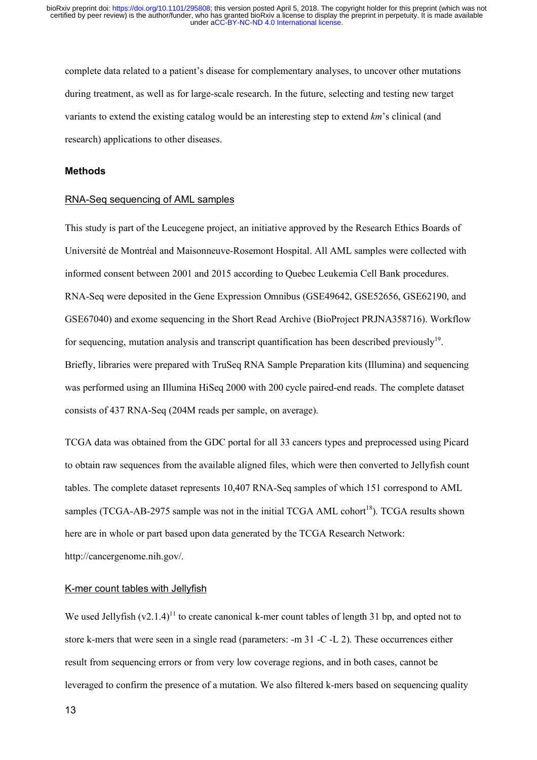complete data related to a patient's disease for complementary analyses, to uncover other mutations during treatment, as well as for large-scale research. In the future, selecting and testing new target variants to extend the existing catalog would be an interesting step to extend *km*'s clinical (and research) applications to other diseases.

## Methods

### RNA-Seq sequencing of AML samples

This study is part of the Leucegene project, an initiative approved by the Research Ethics Boards of Université de Montréal and Maisonneuve-Rosemont Hospital. All AML samples were collected with informed consent between 2001 and 2015 according to Quebec Leukemia Cell Bank procedures. RNA-Seq were deposited in the Gene Expression Omnibus (GSE49642, GSE52656, GSE62190, and GSE67040) and exome sequencing in the Short Read Archive (BioProject PRJNA358716). Workflow for sequencing, mutation analysis and transcript quantification has been described previously[19]. Briefly, libraries were prepared with TruSeq RNA Sample Preparation kits (Illumina) and sequencing was performed using an Illumina HiSeq 2000 with 200 cycle paired-end reads. The complete dataset consists of 437 RNA-Seq (204M reads per sample, on average).

TCGA data was obtained from the GDC portal for all 33 cancers types and preprocessed using Picard to obtain raw sequences from the available aligned files, which were then converted to Jellyfish count tables. The complete dataset represents 10,407 RNA-Seq samples of which 151 correspond to AML samples (TCGA-AB-2975 sample was not in the initial TCGA AML cohort[18]). TCGA results shown here are in whole or part based upon data generated by the TCGA Research Network: http://cancergenome.nih.gov/.

### K-mer count tables with Jellyfish

We used Jellyfish (v2.1.4)[11] to create canonical k-mer count tables of length 31 bp, and opted not to store k-mers that were seen in a single read (parameters: -m 31 -C -L 2). These occurrences either result from sequencing errors or from very low coverage regions, and in both cases, cannot be leveraged to confirm the presence of a mutation. We also filtered k-mers based on sequencing quality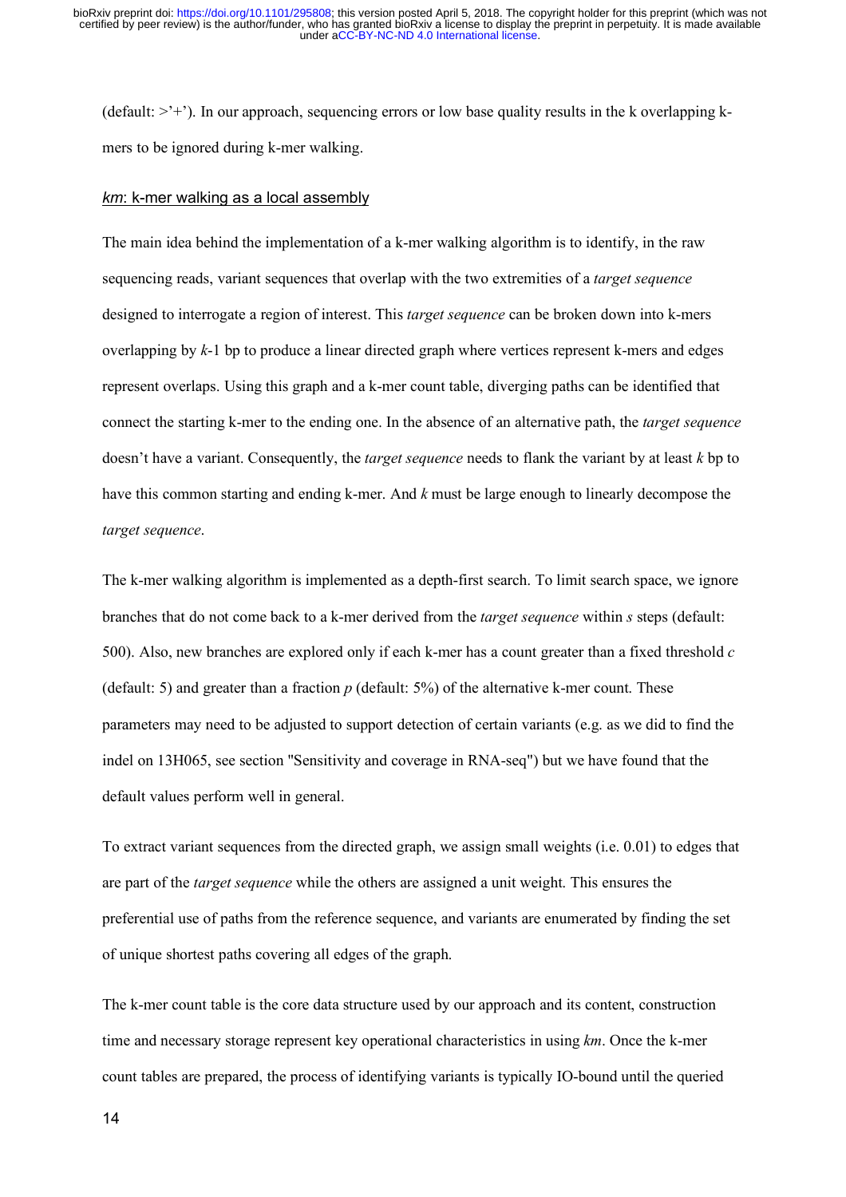(default: >'+'). In our approach, sequencing errors or low base quality results in the k overlapping k-mers to be ignored during k-mer walking.

## *km*: k-mer walking as a local assembly

The main idea behind the implementation of a k-mer walking algorithm is to identify, in the raw sequencing reads, variant sequences that overlap with the two extremities of a *target sequence* designed to interrogate a region of interest. This *target sequence* can be broken down into k-mers overlapping by $k$-1 bp to produce a linear directed graph where vertices represent k-mers and edges represent overlaps. Using this graph and a k-mer count table, diverging paths can be identified that connect the starting k-mer to the ending one. In the absence of an alternative path, the *target sequence* doesn't have a variant. Consequently, the *target sequence* needs to flank the variant by at least $k$ bp to have this common starting and ending k-mer. And $k$ must be large enough to linearly decompose the *target sequence*.

The k-mer walking algorithm is implemented as a depth-first search. To limit search space, we ignore branches that do not come back to a k-mer derived from the *target sequence* within $s$ steps (default: 500). Also, new branches are explored only if each k-mer has a count greater than a fixed threshold $c$ (default: 5) and greater than a fraction $p$ (default: 5%) of the alternative k-mer count. These parameters may need to be adjusted to support detection of certain variants (e.g. as we did to find the indel on 13H065, see section "Sensitivity and coverage in RNA-seq") but we have found that the default values perform well in general.

To extract variant sequences from the directed graph, we assign small weights (i.e. 0.01) to edges that are part of the *target sequence* while the others are assigned a unit weight. This ensures the preferential use of paths from the reference sequence, and variants are enumerated by finding the set of unique shortest paths covering all edges of the graph.

The k-mer count table is the core data structure used by our approach and its content, construction time and necessary storage represent key operational characteristics in using *km*. Once the k-mer count tables are prepared, the process of identifying variants is typically IO-bound until the queried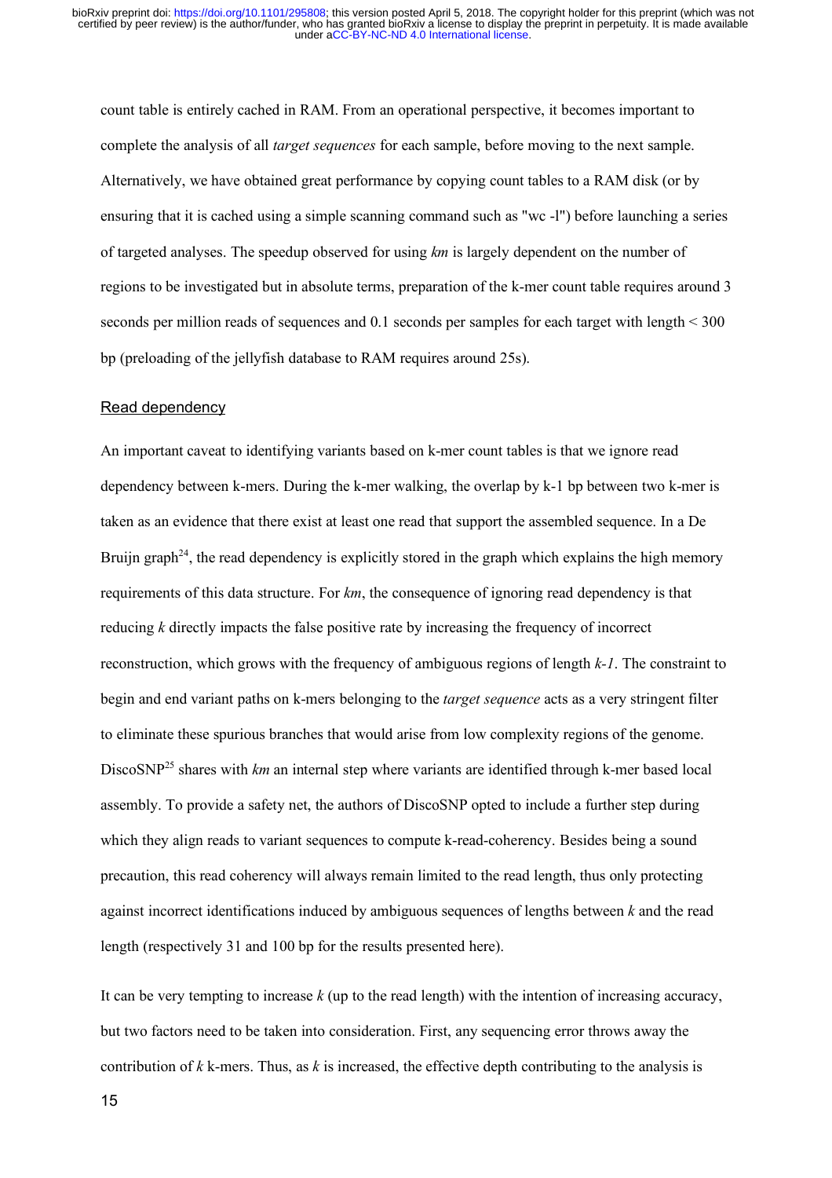count table is entirely cached in RAM. From an operational perspective, it becomes important to complete the analysis of all *target sequences* for each sample, before moving to the next sample. Alternatively, we have obtained great performance by copying count tables to a RAM disk (or by ensuring that it is cached using a simple scanning command such as "wc -l") before launching a series of targeted analyses. The speedup observed for using *km* is largely dependent on the number of regions to be investigated but in absolute terms, preparation of the k-mer count table requires around 3 seconds per million reads of sequences and 0.1 seconds per samples for each target with length < 300 bp (preloading of the jellyfish database to RAM requires around 25s).

## Read dependency

An important caveat to identifying variants based on k-mer count tables is that we ignore read dependency between k-mers. During the k-mer walking, the overlap by k-1 bp between two k-mer is taken as an evidence that there exist at least one read that support the assembled sequence. In a De Bruijn graph[24], the read dependency is explicitly stored in the graph which explains the high memory requirements of this data structure. For *km*, the consequence of ignoring read dependency is that reducing *k* directly impacts the false positive rate by increasing the frequency of incorrect reconstruction, which grows with the frequency of ambiguous regions of length *k-1*. The constraint to begin and end variant paths on k-mers belonging to the *target sequence* acts as a very stringent filter to eliminate these spurious branches that would arise from low complexity regions of the genome. DiscoSNP[25] shares with *km* an internal step where variants are identified through k-mer based local assembly. To provide a safety net, the authors of DiscoSNP opted to include a further step during which they align reads to variant sequences to compute k-read-coherency. Besides being a sound precaution, this read coherency will always remain limited to the read length, thus only protecting against incorrect identifications induced by ambiguous sequences of lengths between *k* and the read length (respectively 31 and 100 bp for the results presented here).

It can be very tempting to increase *k* (up to the read length) with the intention of increasing accuracy, but two factors need to be taken into consideration. First, any sequencing error throws away the contribution of *k* k-mers. Thus, as *k* is increased, the effective depth contributing to the analysis is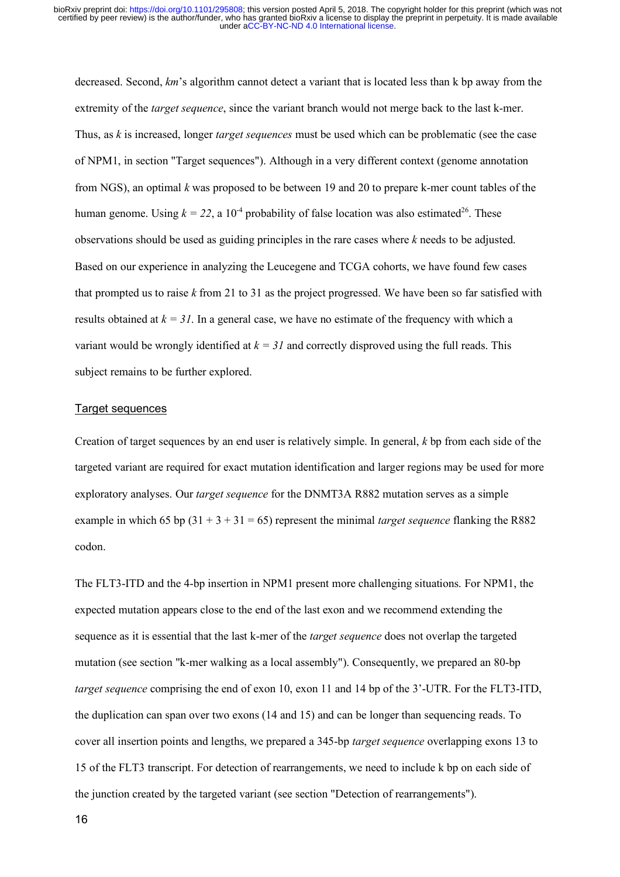decreased. Second, *km*'s algorithm cannot detect a variant that is located less than k bp away from the extremity of the *target sequence*, since the variant branch would not merge back to the last k-mer. Thus, as *k* is increased, longer *target sequences* must be used which can be problematic (see the case of NPM1, in section "Target sequences"). Although in a very different context (genome annotation from NGS), an optimal *k* was proposed to be between 19 and 20 to prepare k-mer count tables of the human genome. Using $k = 22$, a $10^{-4}$ probability of false location was also estimated[26]. These observations should be used as guiding principles in the rare cases where *k* needs to be adjusted. Based on our experience in analyzing the Leucegene and TCGA cohorts, we have found few cases that prompted us to raise *k* from 21 to 31 as the project progressed. We have been so far satisfied with results obtained at $k = 31$. In a general case, we have no estimate of the frequency with which a variant would be wrongly identified at $k = 31$ and correctly disproved using the full reads. This subject remains to be further explored.

## Target sequences

Creation of target sequences by an end user is relatively simple. In general, *k* bp from each side of the targeted variant are required for exact mutation identification and larger regions may be used for more exploratory analyses. Our *target sequence* for the DNMT3A R882 mutation serves as a simple example in which 65 bp (31 + 3 + 31 = 65) represent the minimal *target sequence* flanking the R882 codon.

The FLT3-ITD and the 4-bp insertion in NPM1 present more challenging situations. For NPM1, the expected mutation appears close to the end of the last exon and we recommend extending the sequence as it is essential that the last k-mer of the *target sequence* does not overlap the targeted mutation (see section "k-mer walking as a local assembly"). Consequently, we prepared an 80-bp *target sequence* comprising the end of exon 10, exon 11 and 14 bp of the 3'-UTR. For the FLT3-ITD, the duplication can span over two exons (14 and 15) and can be longer than sequencing reads. To cover all insertion points and lengths, we prepared a 345-bp *target sequence* overlapping exons 13 to 15 of the FLT3 transcript. For detection of rearrangements, we need to include k bp on each side of the junction created by the targeted variant (see section "Detection of rearrangements").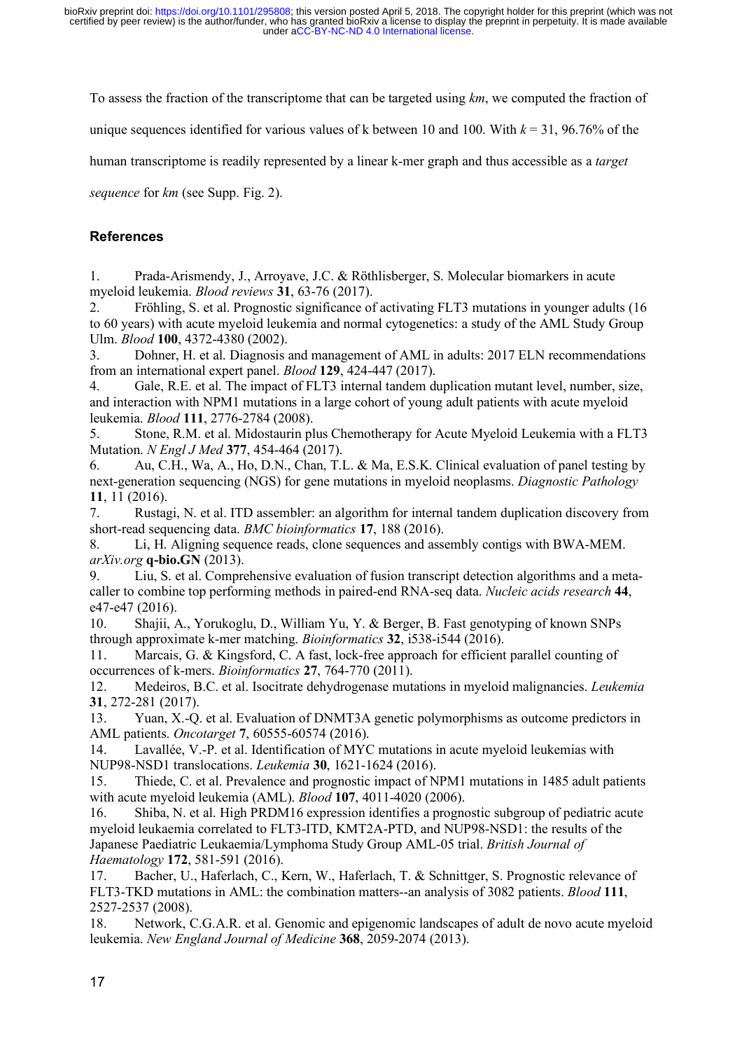To assess the fraction of the transcriptome that can be targeted using *km*, we computed the fraction of unique sequences identified for various values of k between 10 and 100. With $k = 31$, 96.76% of the human transcriptome is readily represented by a linear k-mer graph and thus accessible as a *target sequence* for *km* (see Supp. Fig. 2).

## References

1. Prada-Arismendy, J., Arroyave, J.C. & Röthlisberger, S. Molecular biomarkers in acute myeloid leukemia. *Blood reviews* **31**, 63-76 (2017).
2. Fröhling, S. et al. Prognostic significance of activating FLT3 mutations in younger adults (16 to 60 years) with acute myeloid leukemia and normal cytogenetics: a study of the AML Study Group Ulm. *Blood* **100**, 4372-4380 (2002).
3. Dohner, H. et al. Diagnosis and management of AML in adults: 2017 ELN recommendations from an international expert panel. *Blood* **129**, 424-447 (2017).
4. Gale, R.E. et al. The impact of FLT3 internal tandem duplication mutant level, number, size, and interaction with NPM1 mutations in a large cohort of young adult patients with acute myeloid leukemia. *Blood* **111**, 2776-2784 (2008).
5. Stone, R.M. et al. Midostaurin plus Chemotherapy for Acute Myeloid Leukemia with a FLT3 Mutation. *N Engl J Med* **377**, 454-464 (2017).
6. Au, C.H., Wa, A., Ho, D.N., Chan, T.L. & Ma, E.S.K. Clinical evaluation of panel testing by next-generation sequencing (NGS) for gene mutations in myeloid neoplasms. *Diagnostic Pathology* **11**, 11 (2016).
7. Rustagi, N. et al. ITD assembler: an algorithm for internal tandem duplication discovery from short-read sequencing data. *BMC bioinformatics* **17**, 188 (2016).
8. Li, H. Aligning sequence reads, clone sequences and assembly contigs with BWA-MEM. *arXiv.org* **q-bio.GN** (2013).
9. Liu, S. et al. Comprehensive evaluation of fusion transcript detection algorithms and a meta-caller to combine top performing methods in paired-end RNA-seq data. *Nucleic acids research* **44**, e47-e47 (2016).
10. Shajii, A., Yorukoglu, D., William Yu, Y. & Berger, B. Fast genotyping of known SNPs through approximate k-mer matching. *Bioinformatics* **32**, i538-i544 (2016).
11. Marcais, G. & Kingsford, C. A fast, lock-free approach for efficient parallel counting of occurrences of k-mers. *Bioinformatics* **27**, 764-770 (2011).
12. Medeiros, B.C. et al. Isocitrate dehydrogenase mutations in myeloid malignancies. *Leukemia* **31**, 272-281 (2017).
13. Yuan, X.-Q. et al. Evaluation of DNMT3A genetic polymorphisms as outcome predictors in AML patients. *Oncotarget* **7**, 60555-60574 (2016).
14. Lavallée, V.-P. et al. Identification of MYC mutations in acute myeloid leukemias with NUP98-NSD1 translocations. *Leukemia* **30**, 1621-1624 (2016).
15. Thiede, C. et al. Prevalence and prognostic impact of NPM1 mutations in 1485 adult patients with acute myeloid leukemia (AML). *Blood* **107**, 4011-4020 (2006).
16. Shiba, N. et al. High PRDM16 expression identifies a prognostic subgroup of pediatric acute myeloid leukaemia correlated to FLT3-ITD, KMT2A-PTD, and NUP98-NSD1: the results of the Japanese Paediatric Leukaemia/Lymphoma Study Group AML-05 trial. *British Journal of Haematology* **172**, 581-591 (2016).
17. Bacher, U., Haferlach, C., Kern, W., Haferlach, T. & Schnittger, S. Prognostic relevance of FLT3-TKD mutations in AML: the combination matters--an analysis of 3082 patients. *Blood* **111**, 2527-2537 (2008).
18. Network, C.G.A.R. et al. Genomic and epigenomic landscapes of adult de novo acute myeloid leukemia. *New England Journal of Medicine* **368**, 2059-2074 (2013).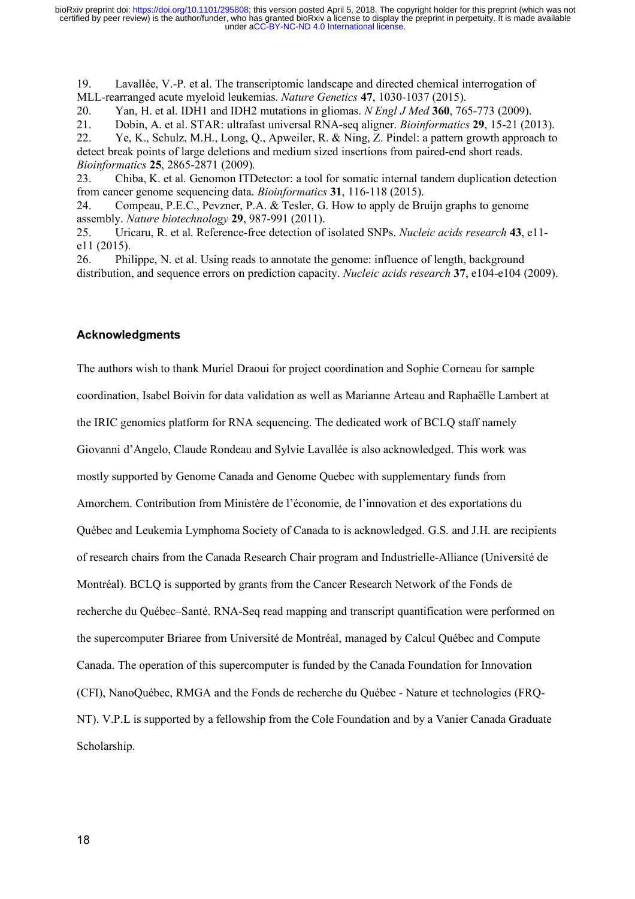19. Lavallée, V.-P. et al. The transcriptomic landscape and directed chemical interrogation of MLL-rearranged acute myeloid leukemias. *Nature Genetics* **47**, 1030-1037 (2015).
20. Yan, H. et al. IDH1 and IDH2 mutations in gliomas. *N Engl J Med* **360**, 765-773 (2009).
21. Dobin, A. et al. STAR: ultrafast universal RNA-seq aligner. *Bioinformatics* **29**, 15-21 (2013).
22. Ye, K., Schulz, M.H., Long, Q., Apweiler, R. & Ning, Z. Pindel: a pattern growth approach to detect break points of large deletions and medium sized insertions from paired-end short reads. *Bioinformatics* **25**, 2865-2871 (2009).
23. Chiba, K. et al. Genomon ITDetector: a tool for somatic internal tandem duplication detection from cancer genome sequencing data. *Bioinformatics* **31**, 116-118 (2015).
24. Compeau, P.E.C., Pevzner, P.A. & Tesler, G. How to apply de Bruijn graphs to genome assembly. *Nature biotechnology* **29**, 987-991 (2011).
25. Uricaru, R. et al. Reference-free detection of isolated SNPs. *Nucleic acids research* **43**, e11-e11 (2015).
26. Philippe, N. et al. Using reads to annotate the genome: influence of length, background distribution, and sequence errors on prediction capacity. *Nucleic acids research* **37**, e104-e104 (2009).

## Acknowledgments

The authors wish to thank Muriel Draoui for project coordination and Sophie Corneau for sample coordination, Isabel Boivin for data validation as well as Marianne Arteau and Raphaëlle Lambert at the IRIC genomics platform for RNA sequencing. The dedicated work of BCLQ staff namely Giovanni d'Angelo, Claude Rondeau and Sylvie Lavallée is also acknowledged. This work was mostly supported by Genome Canada and Genome Quebec with supplementary funds from Amorchem. Contribution from Ministère de l'économie, de l'innovation et des exportations du Québec and Leukemia Lymphoma Society of Canada to is acknowledged. G.S. and J.H. are recipients of research chairs from the Canada Research Chair program and Industrielle-Alliance (Université de Montréal). BCLQ is supported by grants from the Cancer Research Network of the Fonds de recherche du Québec–Santé. RNA-Seq read mapping and transcript quantification were performed on the supercomputer Briaree from Université de Montréal, managed by Calcul Québec and Compute Canada. The operation of this supercomputer is funded by the Canada Foundation for Innovation (CFI), NanoQuébec, RMGA and the Fonds de recherche du Québec - Nature et technologies (FRQ-NT). V.P.L is supported by a fellowship from the Cole Foundation and by a Vanier Canada Graduate Scholarship.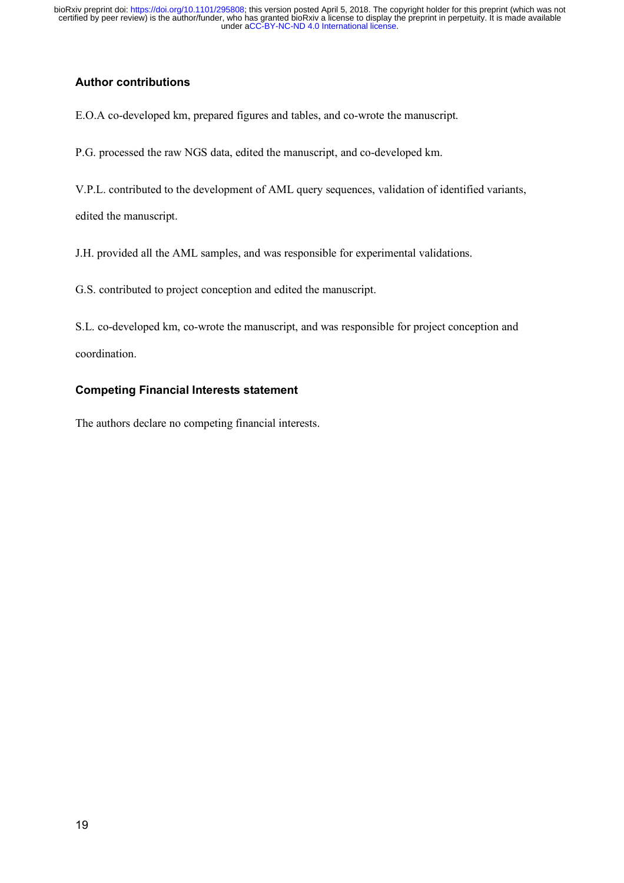### Author contributions

E.O.A co-developed km, prepared figures and tables, and co-wrote the manuscript.

P.G. processed the raw NGS data, edited the manuscript, and co-developed km.

V.P.L. contributed to the development of AML query sequences, validation of identified variants, edited the manuscript.

J.H. provided all the AML samples, and was responsible for experimental validations.

G.S. contributed to project conception and edited the manuscript.

S.L. co-developed km, co-wrote the manuscript, and was responsible for project conception and coordination.

### Competing Financial Interests statement

The authors declare no competing financial interests.